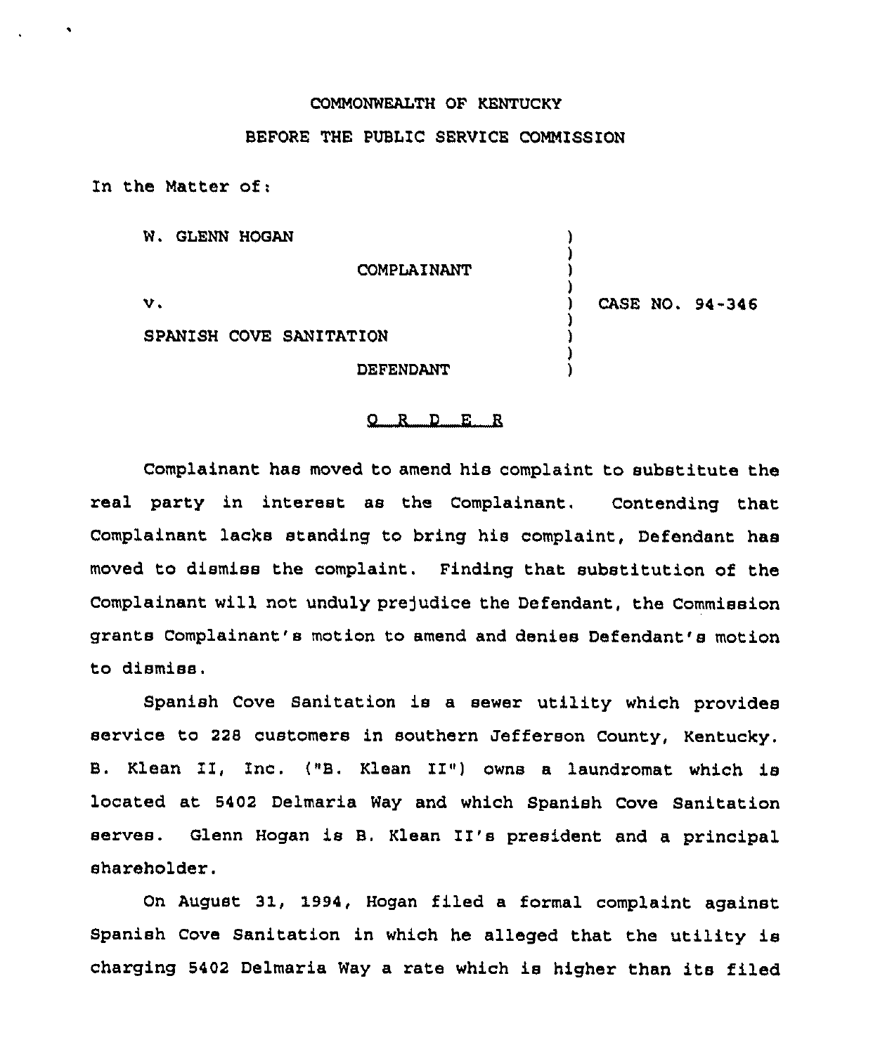COMMONWEALTH OF KENTUCKY

BEFORE THE PUBLIC SERVICE COMMISSION

In the Matter of:

| | | |
|---|---|---|
| W. GLENN HOGAN | ) | |
| COMPLAINANT | ) | |
| v. | ) | CASE NO. 94-346 |
| SPANISH COVE SANITATION | ) | |
| DEFENDANT | ) | |

O R D E R

Complainant has moved to amend his complaint to substitute the real party in interest as the Complainant. Contending that Complainant lacks standing to bring his complaint, Defendant has moved to dismiss the complaint. Finding that substitution of the Complainant will not unduly prejudice the Defendant, the Commission grants Complainant's motion to amend and denies Defendant's motion to dismiss.

Spanish Cove Sanitation is a sewer utility which provides service to 228 customers in southern Jefferson County, Kentucky. B. Klean II, Inc. ("B. Klean II") owns a laundromat which is located at 5402 Delmaria Way and which Spanish Cove Sanitation serves. Glenn Hogan is B. Klean II's president and a principal shareholder.

On August 31, 1994, Hogan filed a formal complaint against Spanish Cove Sanitation in which he alleged that the utility is charging 5402 Delmaria Way a rate which is higher than its filed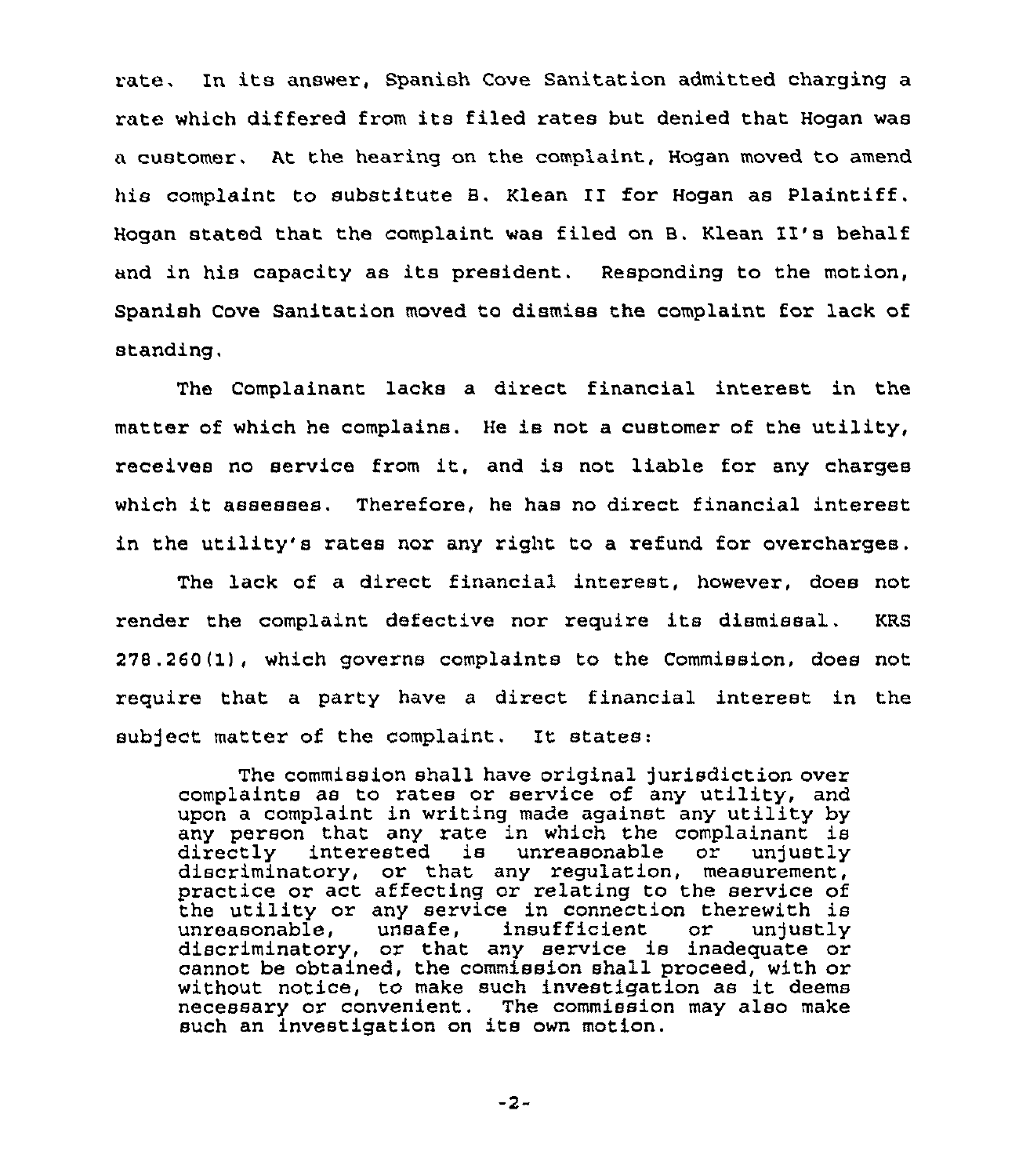rate. In its answer, Spanish Cove Sanitation admitted charging a rate which differed from its filed rates but denied that Hogan was a customer. At the hearing on the complaint, Hogan moved to amend his complaint to substitute B. Klean II for Hogan as Plaintiff. Hogan stated that the complaint was filed on B. Klean II's behalf and in his capacity as its president. Responding to the motion, Spanish Cove Sanitation moved to dismiss the complaint for lack of standing.

The Complainant lacks a direct financial interest in the matter of which he complains. He is not a customer of the utility, receives no service from it, and is not liable for any charges which it assesses. Therefore, he has no direct financial interest in the utility's rates nor any right to a refund for overcharges.

The lack of a direct financial interest, however, does not render the complaint defective nor require its dismissal. KRS 278.260(1), which governs complaints to the Commission, does not require that a party have a direct financial interest in the subject matter of the complaint. It states:

> The commission shall have original jurisdiction over complaints as to rates or service of any utility, and upon a complaint in writing made against any utility by any person that any rate in which the complainant is directly interested is unreasonable or unjustly discriminatory, or that any regulation, measurement, practice or act affecting or relating to the service of the utility or any service in connection therewith is unreasonable, unsafe, insufficient or unjustly discriminatory, or that any service is inadequate or cannot be obtained, the commission shall proceed, with or without notice, to make such investigation as it deems necessary or convenient. The commission may also make such an investigation on its own motion.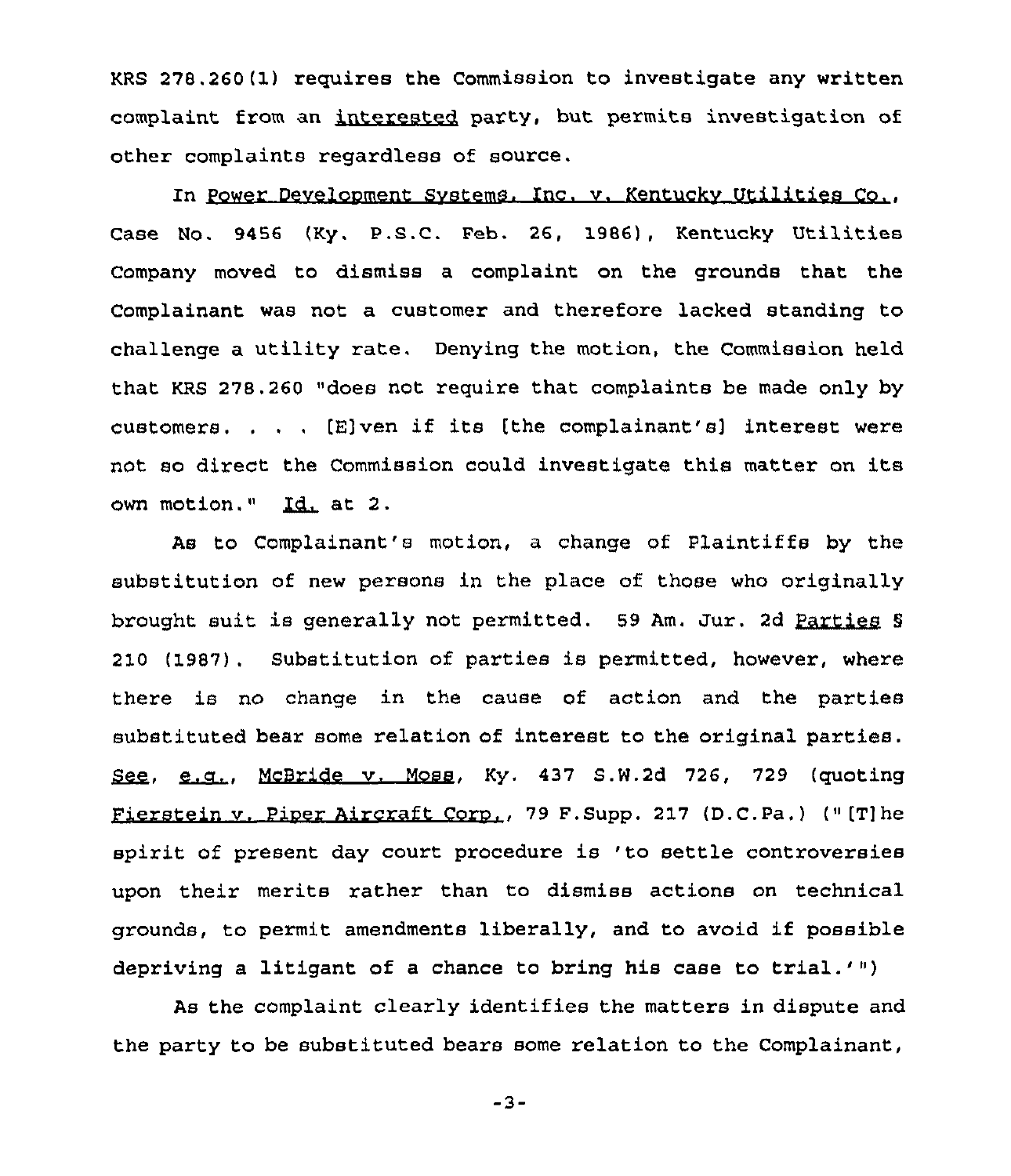KRS 278.260(1) requires the Commission to investigate any written complaint from an _interested_ party, but permits investigation of other complaints regardless of source.

In _Power Development Systems, Inc. v. Kentucky Utilities Co._, Case No. 9456 (Ky. P.S.C. Feb. 26, 1986), Kentucky Utilities Company moved to dismiss a complaint on the grounds that the Complainant was not a customer and therefore lacked standing to challenge a utility rate. Denying the motion, the Commission held that KRS 278.260 "does not require that complaints be made only by customers. . . . [E]ven if its [the complainant's] interest were not so direct the Commission could investigate this matter on its own motion." _Id._ at 2.

As to Complainant's motion, a change of Plaintiffs by the substitution of new persons in the place of those who originally brought suit is generally not permitted. 59 Am. Jur. 2d _Parties_ § 210 (1987). Substitution of parties is permitted, however, where there is no change in the cause of action and the parties substituted bear some relation of interest to the original parties. _See_, _e.g._, _McBride v. Moss_, Ky. 437 S.W.2d 726, 729 (quoting _Fierstein v. Piper Aircraft Corp._, 79 F.Supp. 217 (D.C.Pa.) ("[T]he spirit of present day court procedure is 'to settle controversies upon their merits rather than to dismiss actions on technical grounds, to permit amendments liberally, and to avoid if possible depriving a litigant of a chance to bring his case to trial.'")

As the complaint clearly identifies the matters in dispute and the party to be substituted bears some relation to the Complainant,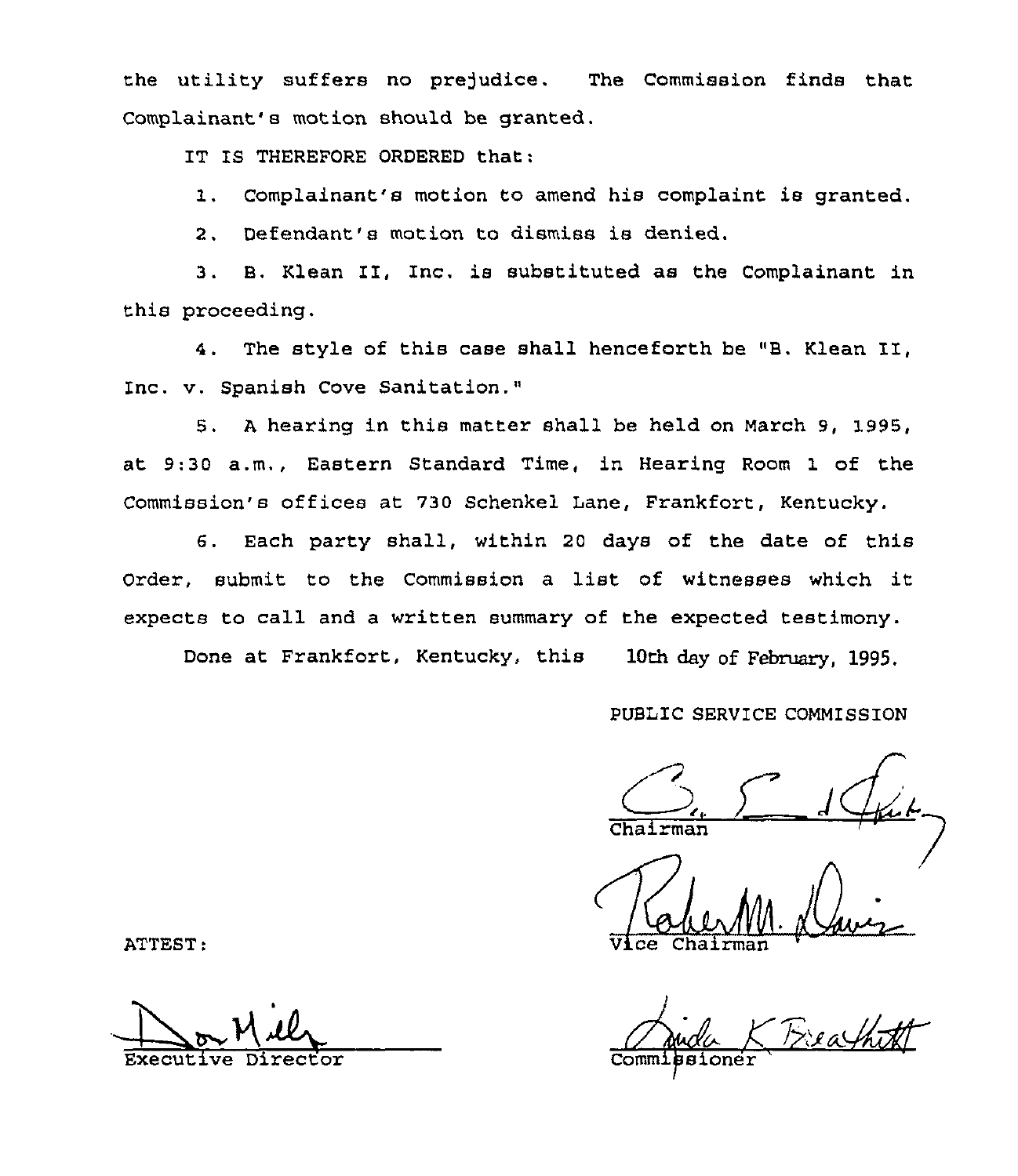the utility suffers no prejudice. The Commission finds that Complainant's motion should be granted.

IT IS THEREFORE ORDERED that:

1. Complainant's motion to amend his complaint is granted.

2. Defendant's motion to dismiss is denied.

3. B. Klean II, Inc. is substituted as the Complainant in this proceeding.

4. The style of this case shall henceforth be "B. Klean II, Inc. v. Spanish Cove Sanitation."

5. A hearing in this matter shall be held on March 9, 1995, at 9:30 a.m., Eastern Standard Time, in Hearing Room 1 of the Commission's offices at 730 Schenkel Lane, Frankfort, Kentucky.

6. Each party shall, within 20 days of the date of this Order, submit to the Commission a list of witnesses which it expects to call and a written summary of the expected testimony.

Done at Frankfort, Kentucky, this 10th day of February, 1995.

PUBLIC SERVICE COMMISSION

Chairman

Vice Chairman

Commissioner

ATTEST:

Executive Director